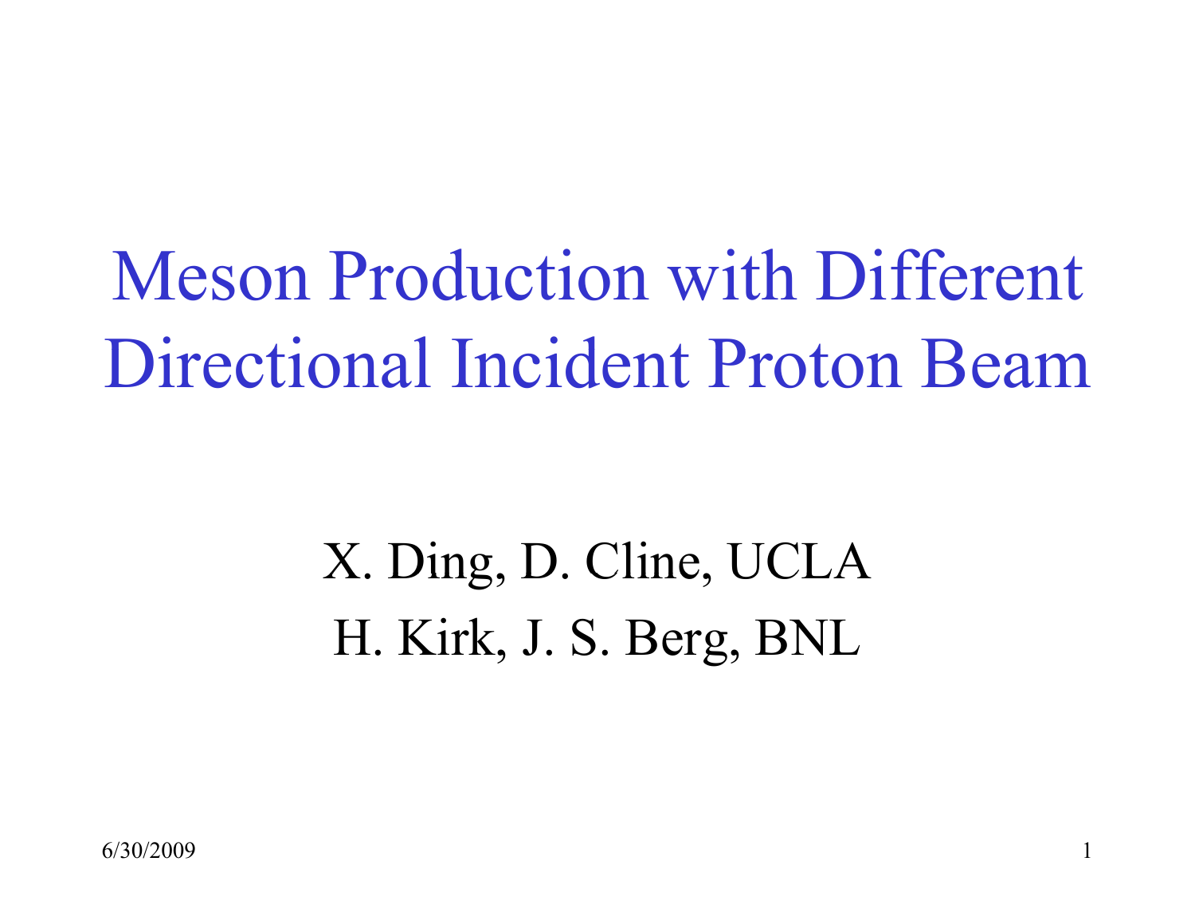# Meson Production with Different Directional Incident Proton Beam

X. Ding, D. Cline, UCLA

H. Kirk, J. S. Berg, BNL

6/30/2009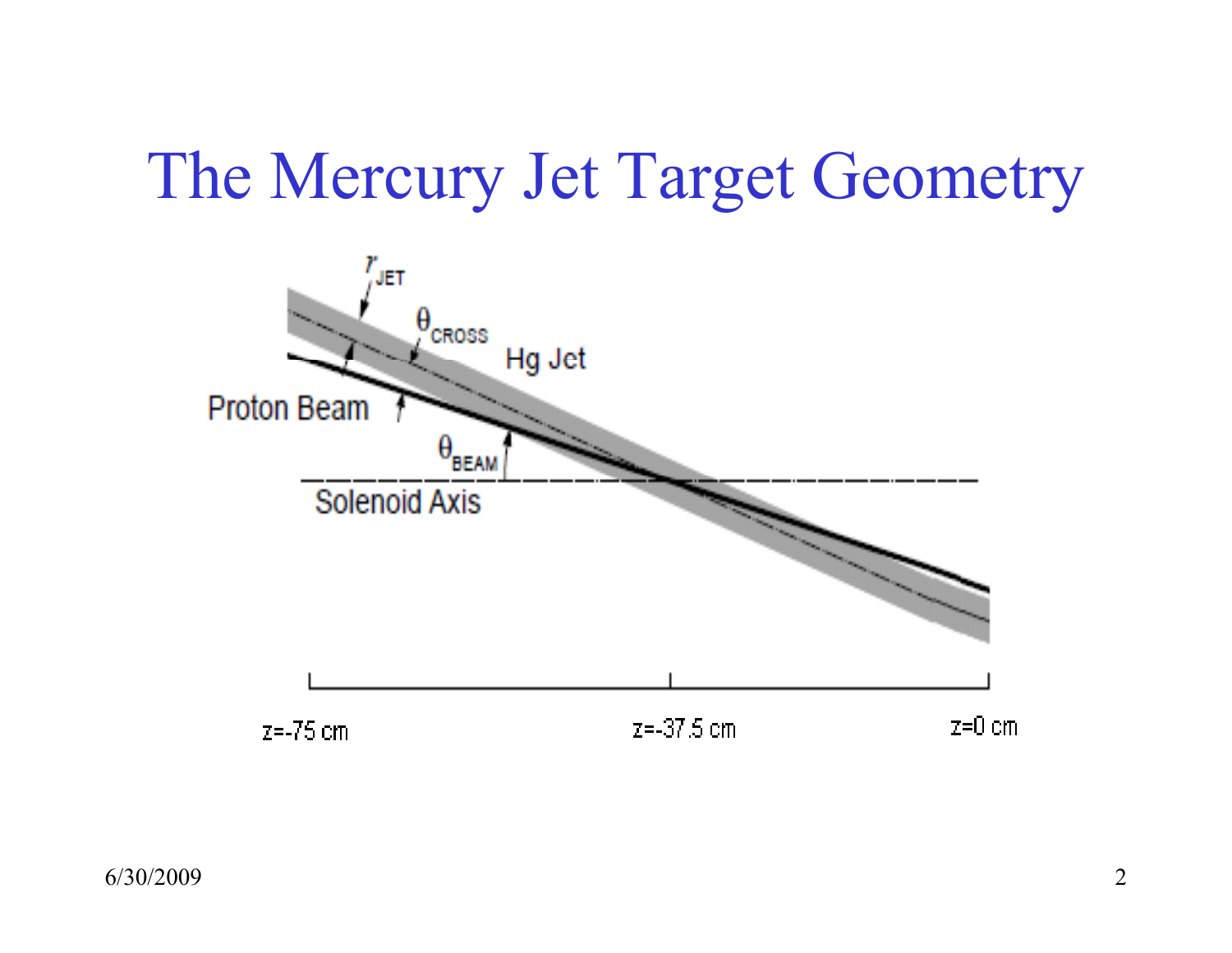# The Mercury Jet Target Geometry

$r_{JET}$

$\theta_{CROSS}$

Hg Jet

Proton Beam

$\theta_{BEAM}$

Solenoid Axis

z=-75 cm

z=-37.5 cm

z=0 cm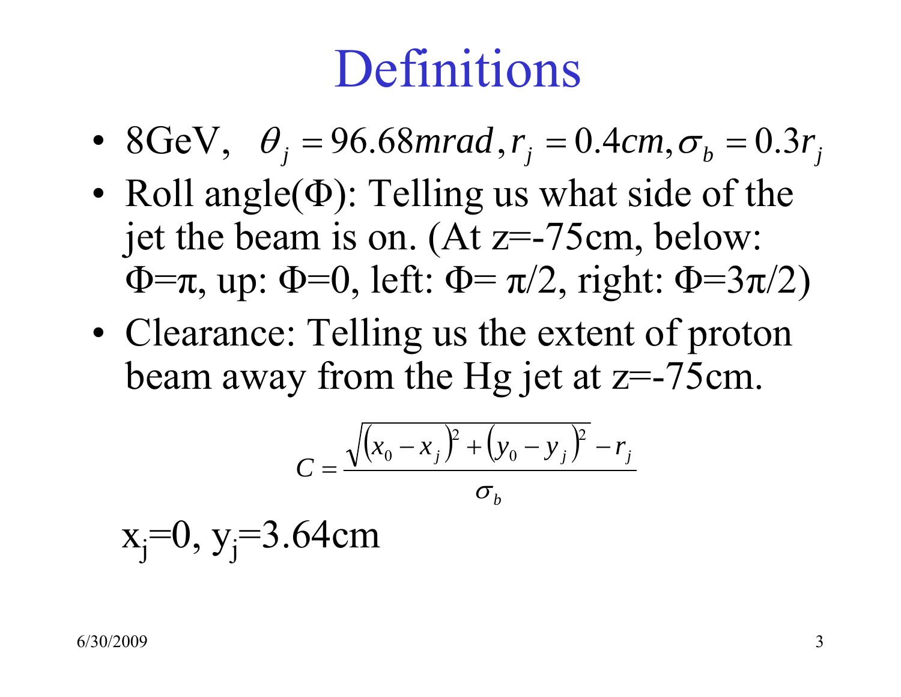# Definitions

- 8GeV, $\theta_j = 96.68mrad, r_j = 0.4cm, \sigma_b = 0.3r_j$
- Roll angle($\Phi$): Telling us what side of the jet the beam is on. (At z=-75cm, below: $\Phi=\pi$, up: $\Phi=0$, left: $\Phi=\pi/2$, right: $\Phi=3\pi/2$)
- Clearance: Telling us the extent of proton beam away from the Hg jet at z=-75cm.

$$C = \frac{\sqrt{(x_0 - x_j)^2 + (y_0 - y_j)^2} - r_j}{\sigma_b}$$

$x_j=0$, $y_j=3.64$cm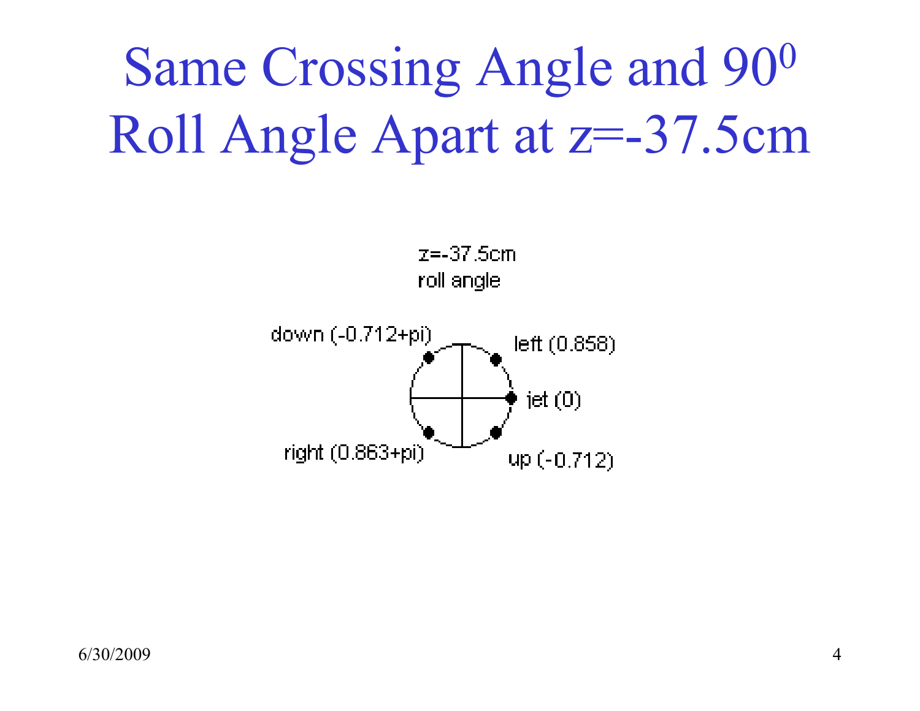# Same Crossing Angle and $90^0$ Roll Angle Apart at z=-37.5cm

z=-37.5cm
roll angle

down (-0.712+pi)

left (0.858)

jet (0)

right (0.863+pi)

up (-0.712)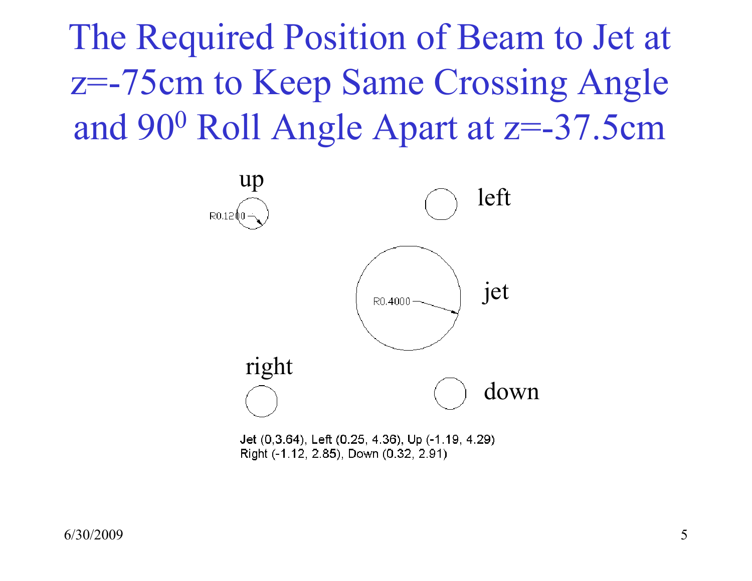# The Required Position of Beam to Jet at z=-75cm to Keep Same Crossing Angle and $90^0$ Roll Angle Apart at z=-37.5cm

up

R0.1200

left

R0.4000

jet

right

down

Jet (0,3.64), Left (0.25, 4.36), Up (-1.19, 4.29)
Right (-1.12, 2.85), Down (0.32, 2.91)

6/30/2009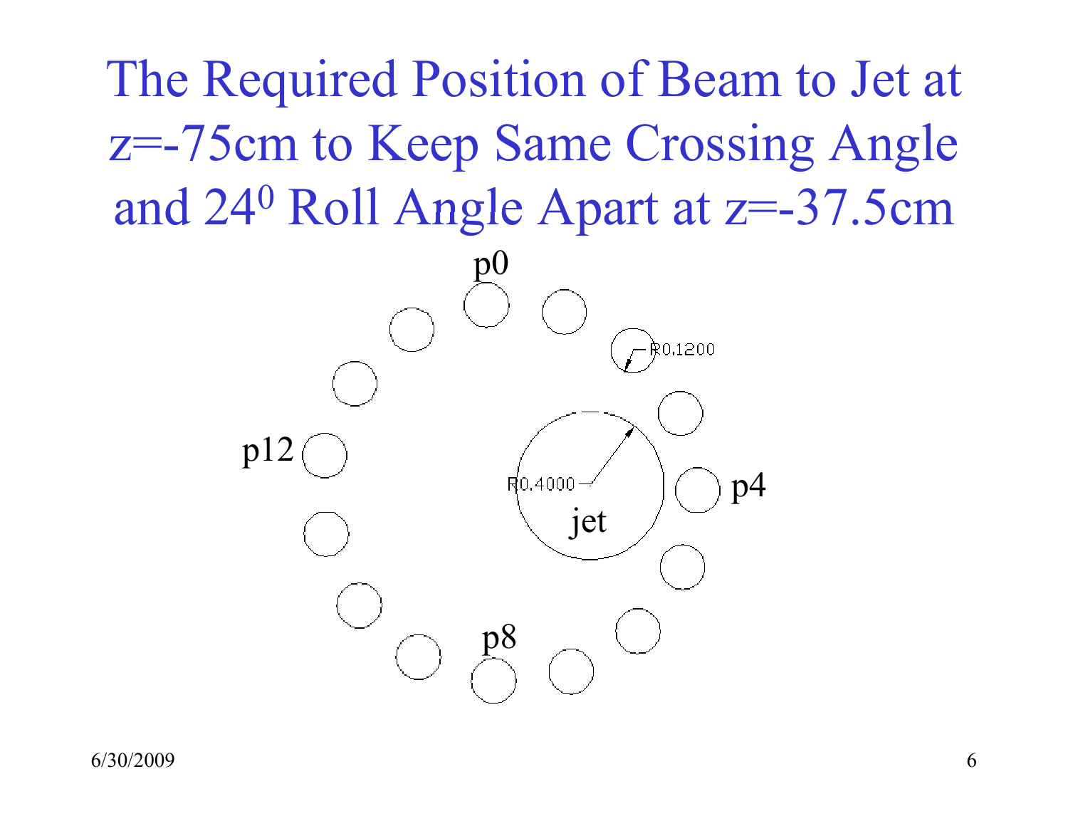# The Required Position of Beam to Jet at z=-75cm to Keep Same Crossing Angle and $24^0$ Roll Angle Apart at z=-37.5cm

p0

R0.1200

p12

R0.4000

jet

p4

p8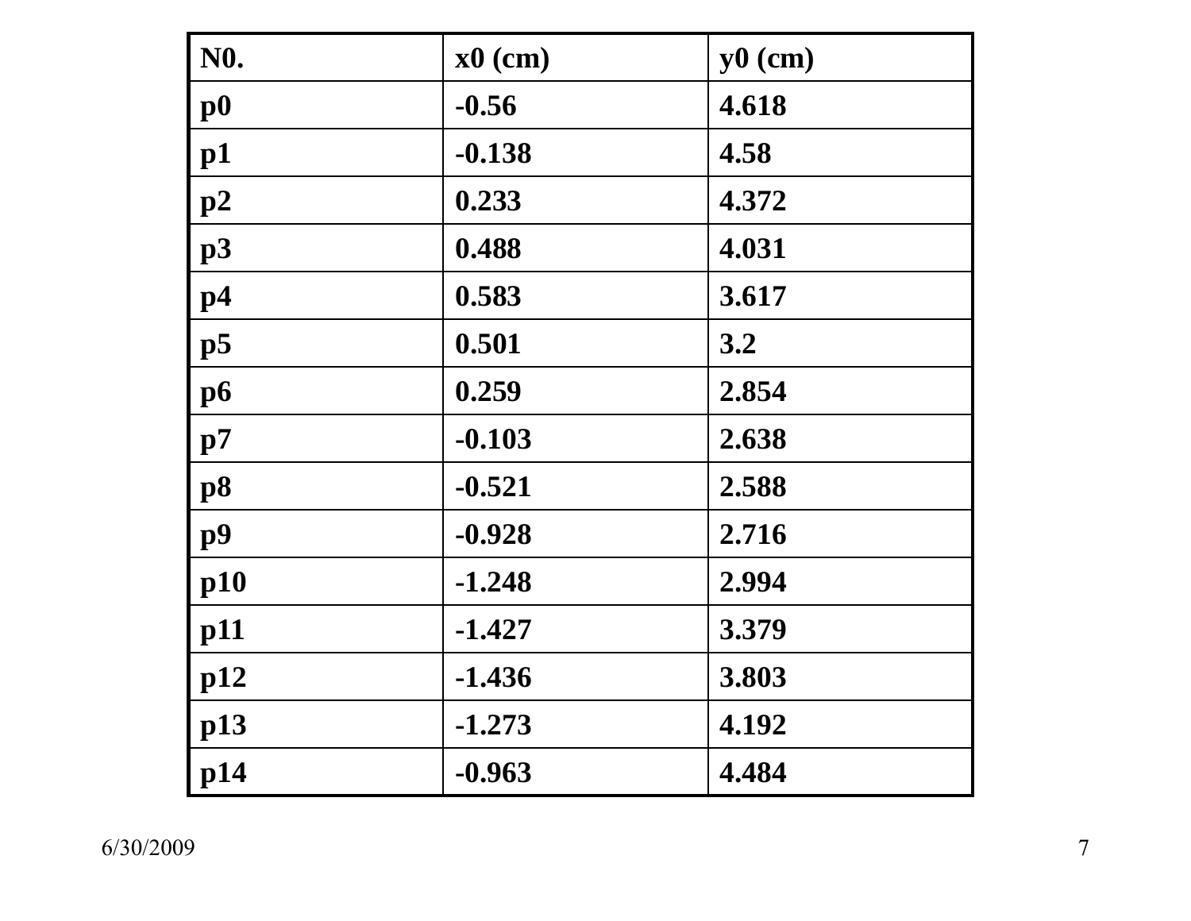| N0. | x0 (cm) | y0 (cm) |
|---|---|---|
| p0 | -0.56 | 4.618 |
| p1 | -0.138 | 4.58 |
| p2 | 0.233 | 4.372 |
| p3 | 0.488 | 4.031 |
| p4 | 0.583 | 3.617 |
| p5 | 0.501 | 3.2 |
| p6 | 0.259 | 2.854 |
| p7 | -0.103 | 2.638 |
| p8 | -0.521 | 2.588 |
| p9 | -0.928 | 2.716 |
| p10 | -1.248 | 2.994 |
| p11 | -1.427 | 3.379 |
| p12 | -1.436 | 3.803 |
| p13 | -1.273 | 4.192 |
| p14 | -0.963 | 4.484 |

6/30/2009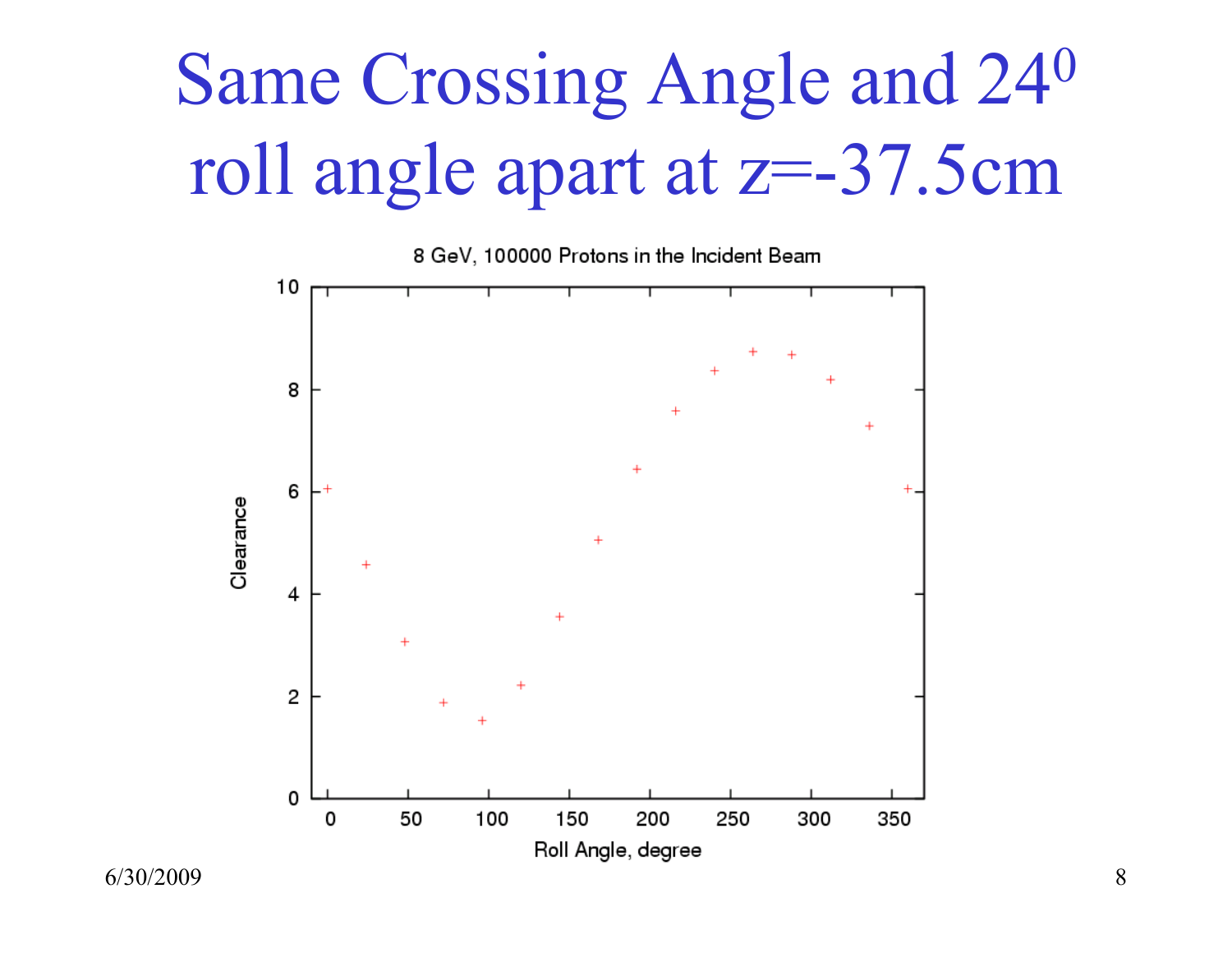# Same Crossing Angle and $24^0$ roll angle apart at z=-37.5cm

8 GeV, 100000 Protons in the Incident Beam

| Roll Angle, degree | Clearance |
|---|---|
| 0 | 6.05 |
| 24 | 4.57 |
| 48 | 3.07 |
| 72 | 1.87 |
| 96 | 1.52 |
| 120 | 2.22 |
| 144 | 3.55 |
| 168 | 5.05 |
| 192 | 6.43 |
| 216 | 7.57 |
| 240 | 8.35 |
| 264 | 8.73 |
| 288 | 8.68 |
| 312 | 8.18 |
| 336 | 7.28 |
| 360 | 6.05 |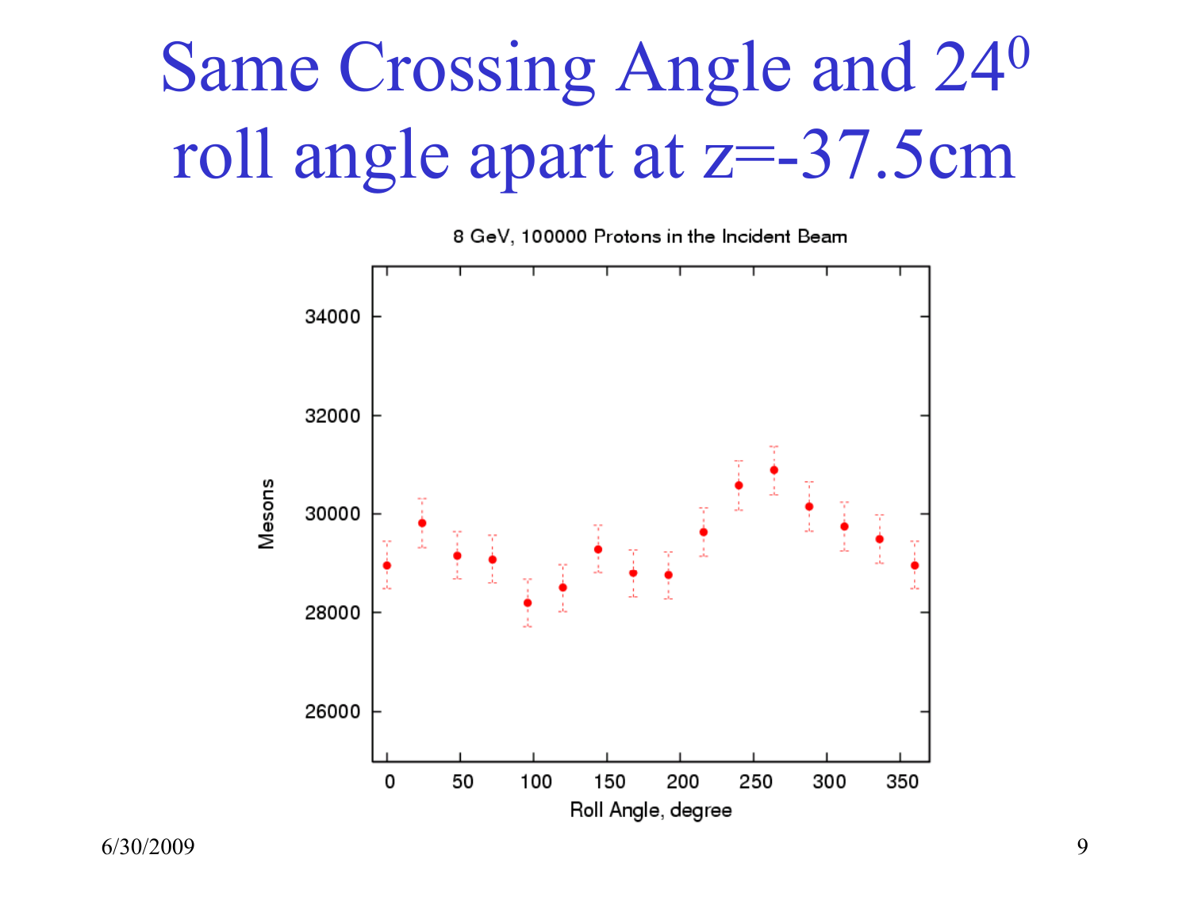# Same Crossing Angle and $24^0$ roll angle apart at z=-37.5cm

8 GeV, 100000 Protons in the Incident Beam

Mesons

34000
32000
30000
28000
26000

0 50 100 150 200 250 300 350

Roll Angle, degree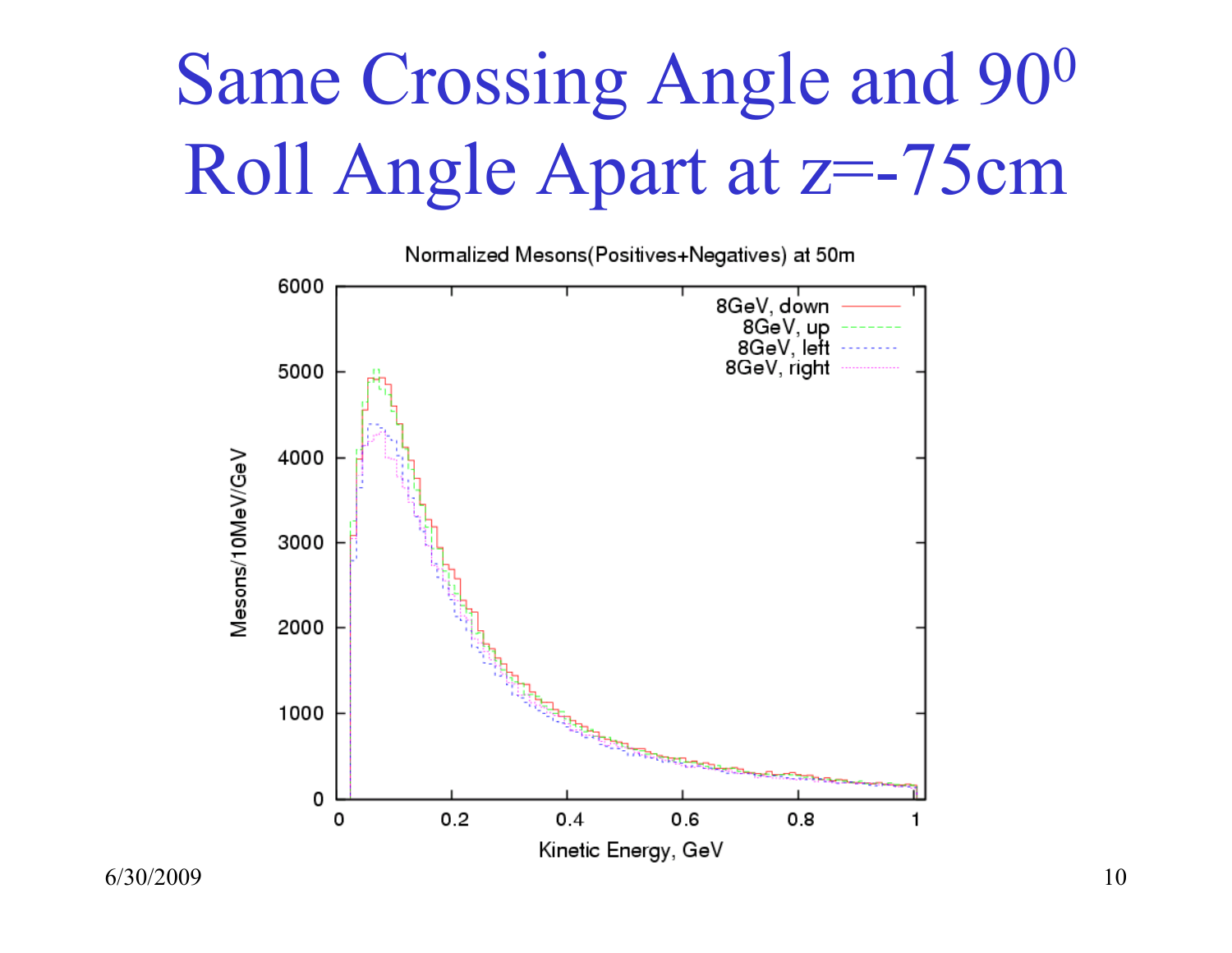# Same Crossing Angle and $90^0$ Roll Angle Apart at z=-75cm

Normalized Mesons(Positives+Negatives) at 50m

Legend: 8GeV, down; 8GeV, up; 8GeV, left; 8GeV, right

Y-axis: Mesons/10MeV/GeV (0–6000)

X-axis: Kinetic Energy, GeV (0–1)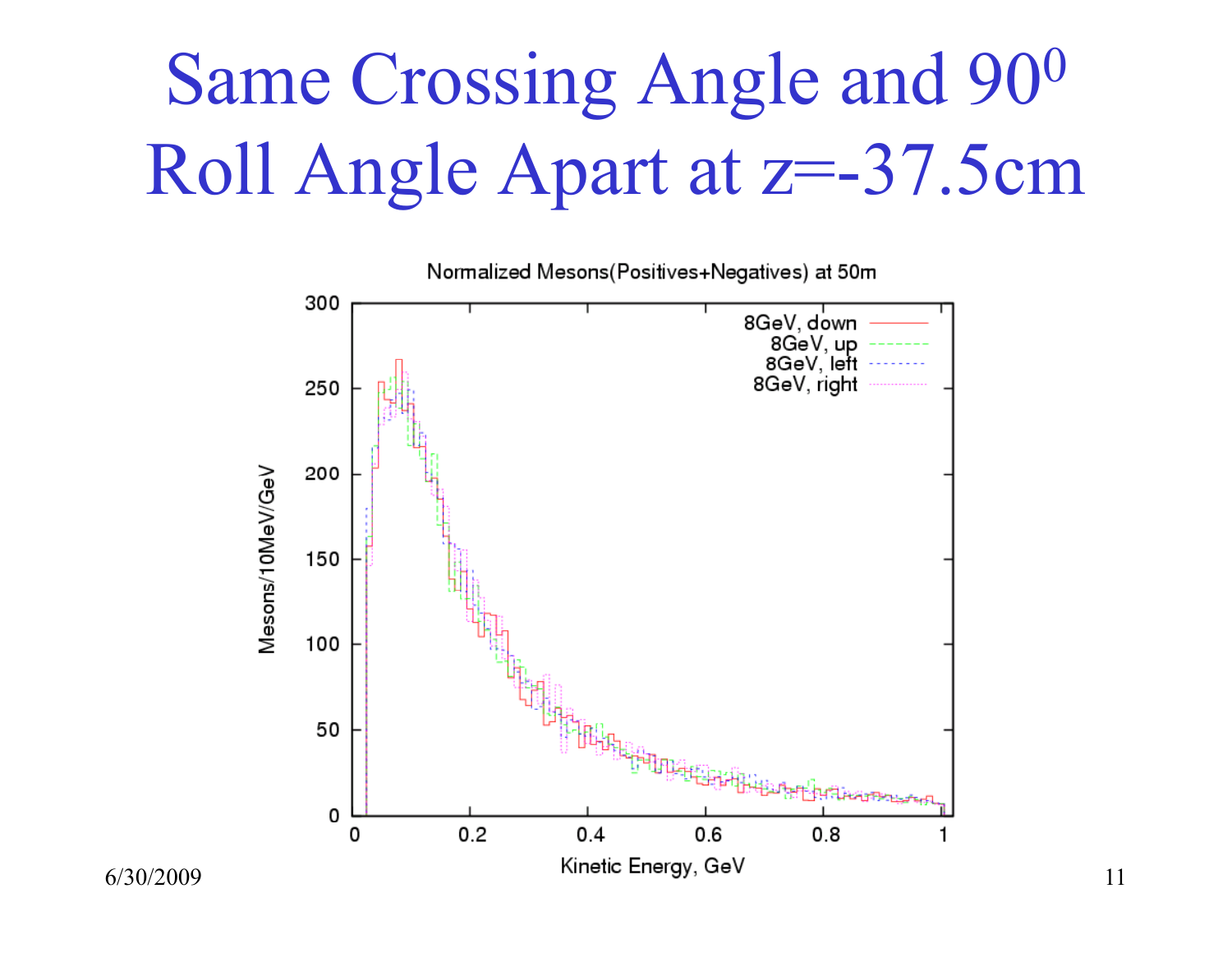# Same Crossing Angle and $90^0$ Roll Angle Apart at z=-37.5cm

Normalized Mesons(Positives+Negatives) at 50m

8GeV, down
8GeV, up
8GeV, left
8GeV, right

Mesons/10MeV/GeV

300
250
200
150
100
50
0

0
0.2
0.4
0.6
0.8
1

Kinetic Energy, GeV

6/30/2009